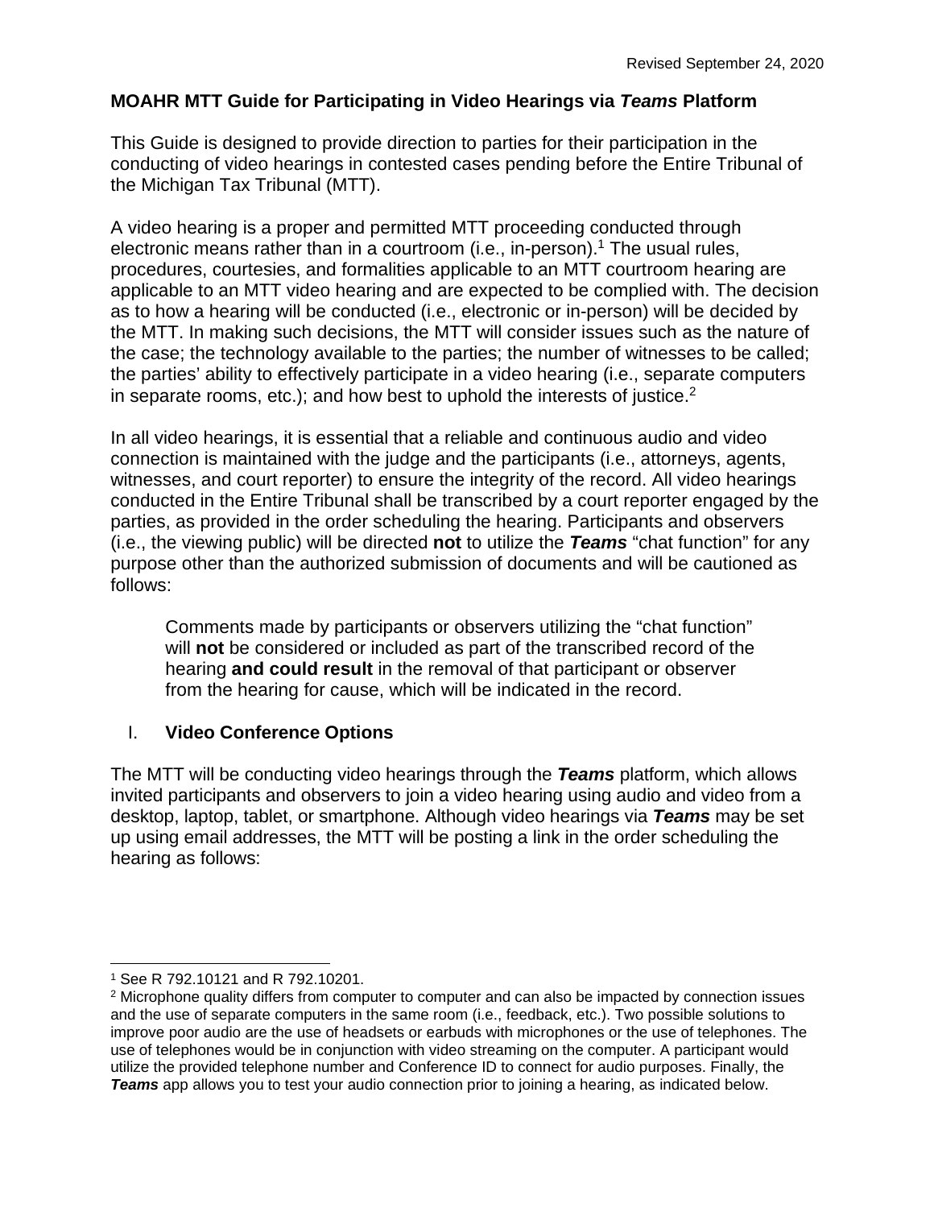Revised September 24, 2020

# MOAHR MTT Guide for Participating in Video Hearings via ***Teams*** Platform

This Guide is designed to provide direction to parties for their participation in the conducting of video hearings in contested cases pending before the Entire Tribunal of the Michigan Tax Tribunal (MTT).

A video hearing is a proper and permitted MTT proceeding conducted through electronic means rather than in a courtroom (i.e., in-person).[1] The usual rules, procedures, courtesies, and formalities applicable to an MTT courtroom hearing are applicable to an MTT video hearing and are expected to be complied with. The decision as to how a hearing will be conducted (i.e., electronic or in-person) will be decided by the MTT. In making such decisions, the MTT will consider issues such as the nature of the case; the technology available to the parties; the number of witnesses to be called; the parties' ability to effectively participate in a video hearing (i.e., separate computers in separate rooms, etc.); and how best to uphold the interests of justice.[2]

In all video hearings, it is essential that a reliable and continuous audio and video connection is maintained with the judge and the participants (i.e., attorneys, agents, witnesses, and court reporter) to ensure the integrity of the record. All video hearings conducted in the Entire Tribunal shall be transcribed by a court reporter engaged by the parties, as provided in the order scheduling the hearing. Participants and observers (i.e., the viewing public) will be directed **not** to utilize the ***Teams*** "chat function" for any purpose other than the authorized submission of documents and will be cautioned as follows:

> Comments made by participants or observers utilizing the "chat function" will **not** be considered or included as part of the transcribed record of the hearing **and could result** in the removal of that participant or observer from the hearing for cause, which will be indicated in the record.

## I. **Video Conference Options**

The MTT will be conducting video hearings through the ***Teams*** platform, which allows invited participants and observers to join a video hearing using audio and video from a desktop, laptop, tablet, or smartphone. Although video hearings via ***Teams*** may be set up using email addresses, the MTT will be posting a link in the order scheduling the hearing as follows:

---

[1] See R 792.10121 and R 792.10201.

[2] Microphone quality differs from computer to computer and can also be impacted by connection issues and the use of separate computers in the same room (i.e., feedback, etc.). Two possible solutions to improve poor audio are the use of headsets or earbuds with microphones or the use of telephones. The use of telephones would be in conjunction with video streaming on the computer. A participant would utilize the provided telephone number and Conference ID to connect for audio purposes. Finally, the ***Teams*** app allows you to test your audio connection prior to joining a hearing, as indicated below.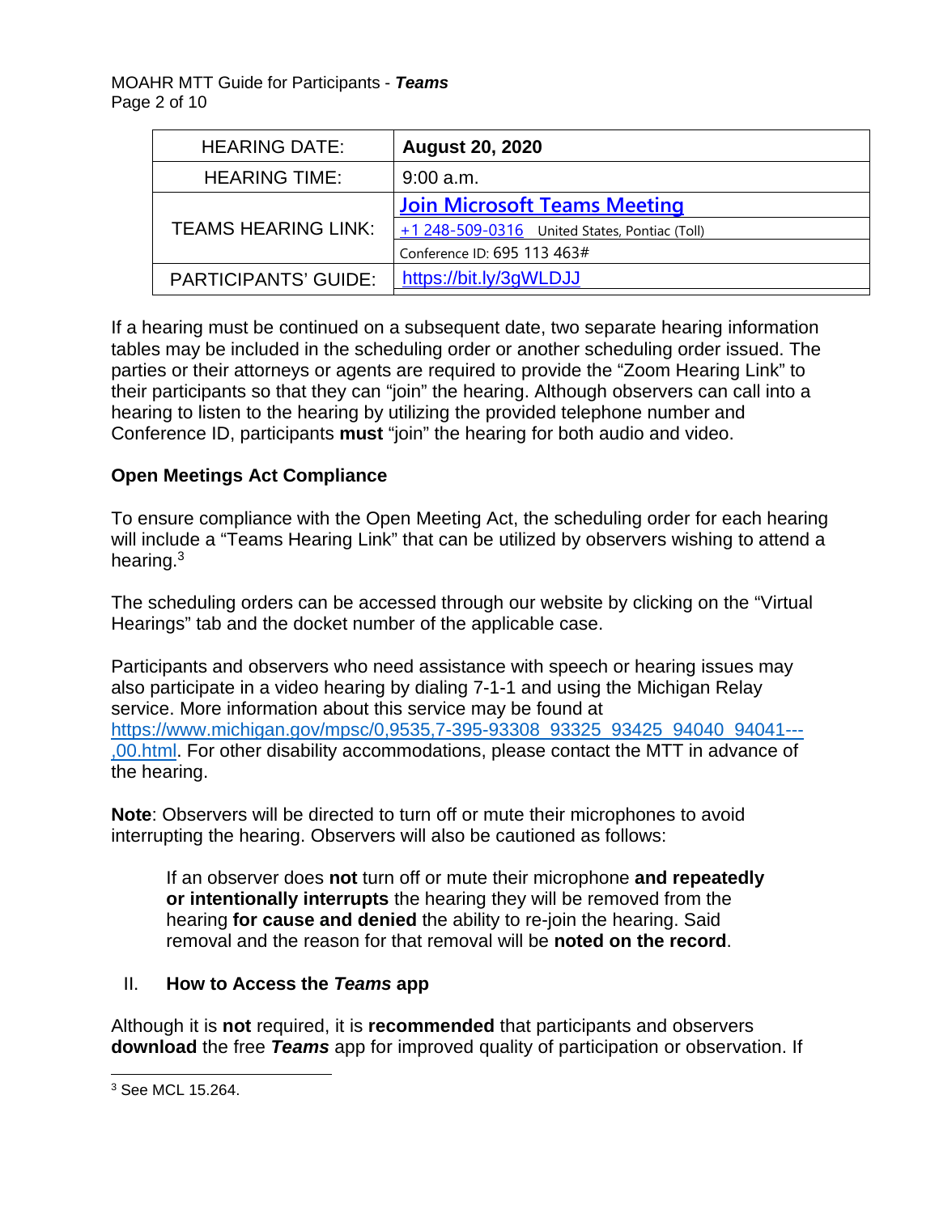| HEARING DATE: | **August 20, 2020** |
|---|---|
| HEARING TIME: | 9:00 a.m. |
| TEAMS HEARING LINK: | [Join Microsoft Teams Meeting](#) |
| | +1 248-509-0316 United States, Pontiac (Toll) |
| | Conference ID: 695 113 463# |
| PARTICIPANTS' GUIDE: | https://bit.ly/3gWLDJJ |

If a hearing must be continued on a subsequent date, two separate hearing information tables may be included in the scheduling order or another scheduling order issued. The parties or their attorneys or agents are required to provide the "Zoom Hearing Link" to their participants so that they can "join" the hearing. Although observers can call into a hearing to listen to the hearing by utilizing the provided telephone number and Conference ID, participants **must** "join" the hearing for both audio and video.

**Open Meetings Act Compliance**

To ensure compliance with the Open Meeting Act, the scheduling order for each hearing will include a "Teams Hearing Link" that can be utilized by observers wishing to attend a hearing.[3]

The scheduling orders can be accessed through our website by clicking on the "Virtual Hearings" tab and the docket number of the applicable case.

Participants and observers who need assistance with speech or hearing issues may also participate in a video hearing by dialing 7-1-1 and using the Michigan Relay service. More information about this service may be found at https://www.michigan.gov/mpsc/0,9535,7-395-93308_93325_93425_94040_94041---,00.html. For other disability accommodations, please contact the MTT in advance of the hearing.

**Note**: Observers will be directed to turn off or mute their microphones to avoid interrupting the hearing. Observers will also be cautioned as follows:

> If an observer does **not** turn off or mute their microphone **and repeatedly or intentionally interrupts** the hearing they will be removed from the hearing **for cause and denied** the ability to re-join the hearing. Said removal and the reason for that removal will be **noted on the record**.

## II. How to Access the ***Teams*** app

Although it is **not** required, it is **recommended** that participants and observers **download** the free ***Teams*** app for improved quality of participation or observation. If

[3] See MCL 15.264.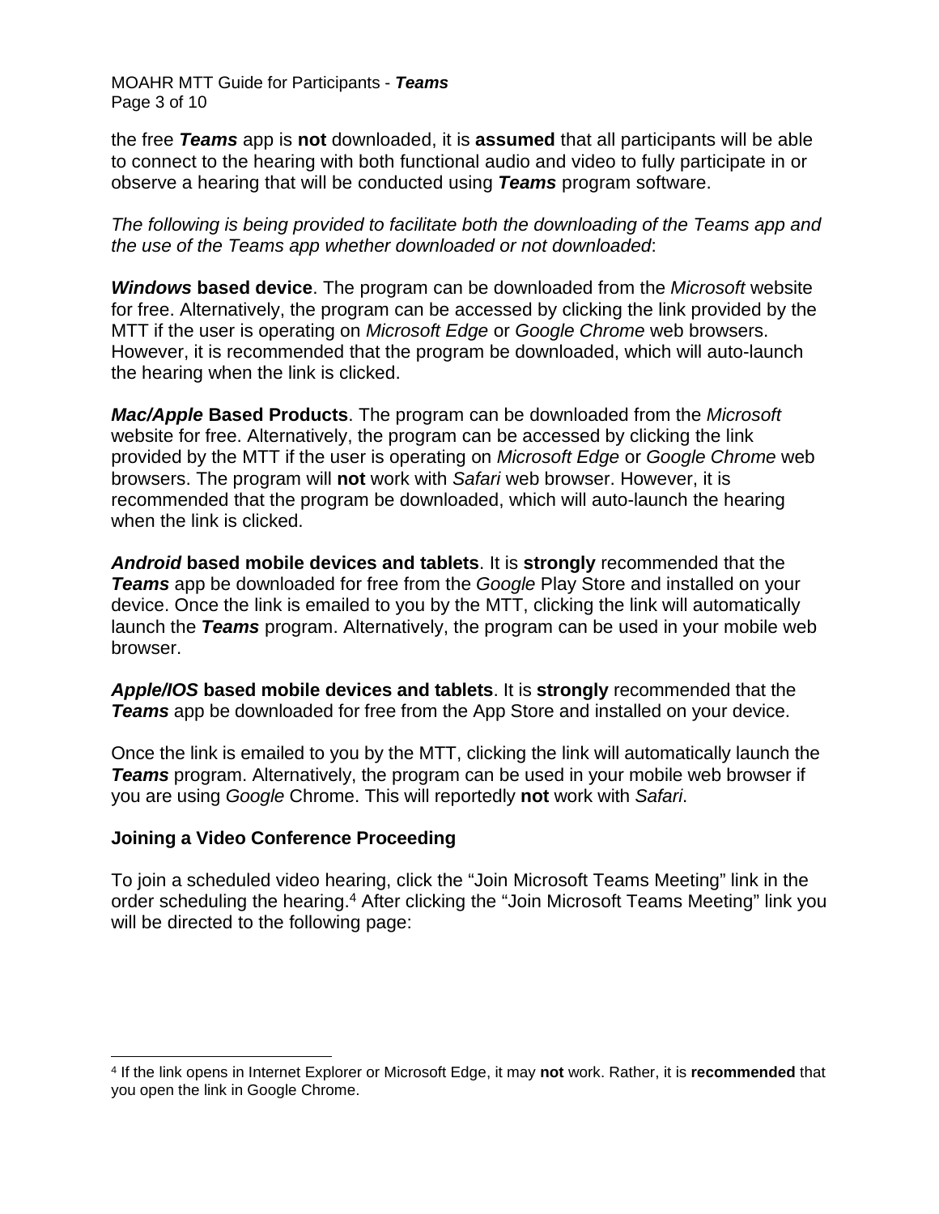the free ***Teams*** app is **not** downloaded, it is **assumed** that all participants will be able to connect to the hearing with both functional audio and video to fully participate in or observe a hearing that will be conducted using ***Teams*** program software.

*The following is being provided to facilitate both the downloading of the Teams app and the use of the Teams app whether downloaded or not downloaded*:

***Windows* based device**. The program can be downloaded from the *Microsoft* website for free. Alternatively, the program can be accessed by clicking the link provided by the MTT if the user is operating on *Microsoft Edge* or *Google Chrome* web browsers. However, it is recommended that the program be downloaded, which will auto-launch the hearing when the link is clicked.

***Mac/Apple* Based Products**. The program can be downloaded from the *Microsoft* website for free. Alternatively, the program can be accessed by clicking the link provided by the MTT if the user is operating on *Microsoft Edge* or *Google Chrome* web browsers. The program will **not** work with *Safari* web browser. However, it is recommended that the program be downloaded, which will auto-launch the hearing when the link is clicked.

***Android* based mobile devices and tablets**. It is **strongly** recommended that the ***Teams*** app be downloaded for free from the *Google* Play Store and installed on your device. Once the link is emailed to you by the MTT, clicking the link will automatically launch the ***Teams*** program. Alternatively, the program can be used in your mobile web browser.

***Apple/IOS* based mobile devices and tablets**. It is **strongly** recommended that the ***Teams*** app be downloaded for free from the App Store and installed on your device.

Once the link is emailed to you by the MTT, clicking the link will automatically launch the ***Teams*** program. Alternatively, the program can be used in your mobile web browser if you are using *Google* Chrome. This will reportedly **not** work with *Safari*.

**Joining a Video Conference Proceeding**

To join a scheduled video hearing, click the "Join Microsoft Teams Meeting" link in the order scheduling the hearing.[4] After clicking the "Join Microsoft Teams Meeting" link you will be directed to the following page:

[4] If the link opens in Internet Explorer or Microsoft Edge, it may **not** work. Rather, it is **recommended** that you open the link in Google Chrome.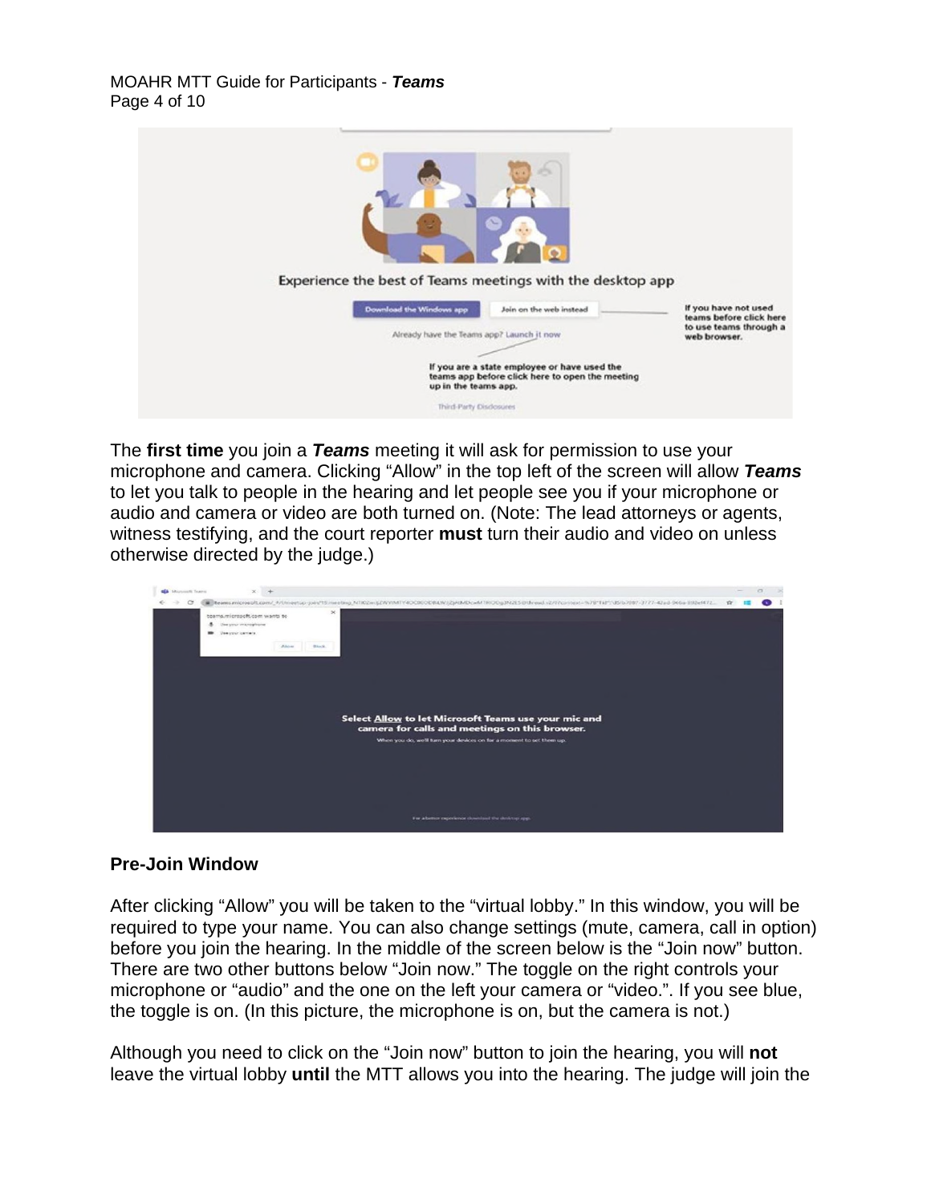The **first time** you join a ***Teams*** meeting it will ask for permission to use your microphone and camera. Clicking "Allow" in the top left of the screen will allow ***Teams*** to let you talk to people in the hearing and let people see you if your microphone or audio and camera or video are both turned on. (Note: The lead attorneys or agents, witness testifying, and the court reporter **must** turn their audio and video on unless otherwise directed by the judge.)

## Pre-Join Window

After clicking "Allow" you will be taken to the "virtual lobby." In this window, you will be required to type your name. You can also change settings (mute, camera, call in option) before you join the hearing. In the middle of the screen below is the "Join now" button. There are two other buttons below "Join now." The toggle on the right controls your microphone or "audio" and the one on the left your camera or "video.". If you see blue, the toggle is on. (In this picture, the microphone is on, but the camera is not.)

Although you need to click on the "Join now" button to join the hearing, you will **not** leave the virtual lobby **until** the MTT allows you into the hearing. The judge will join the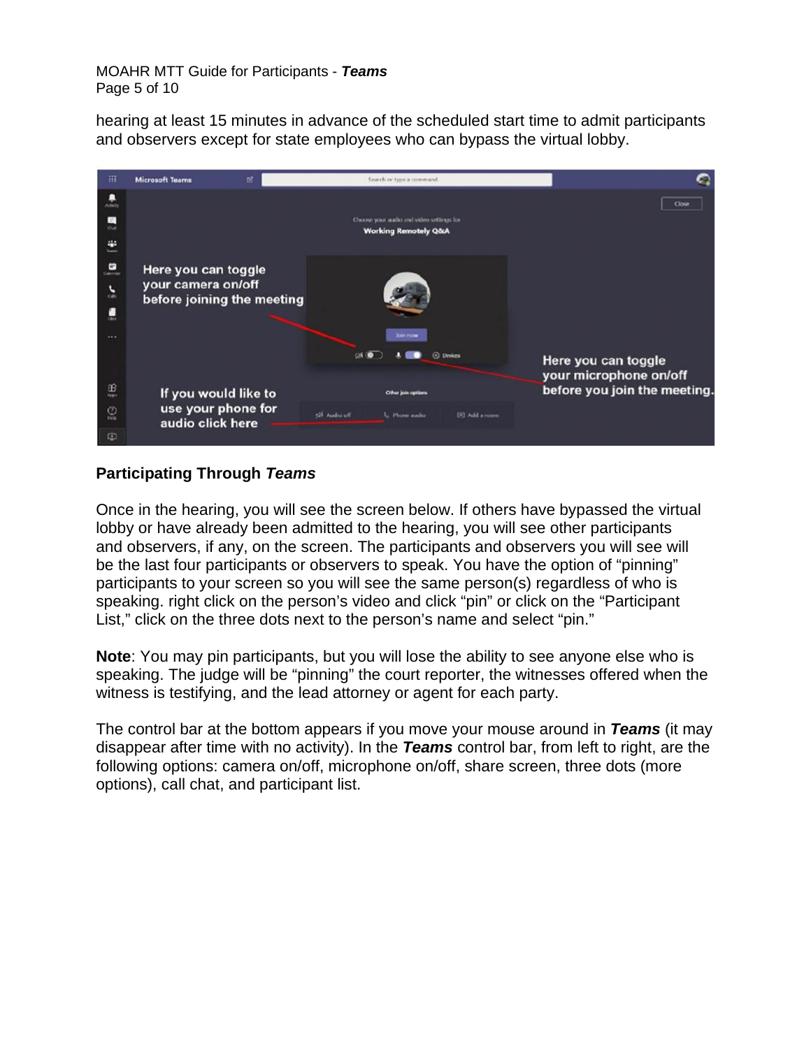hearing at least 15 minutes in advance of the scheduled start time to admit participants and observers except for state employees who can bypass the virtual lobby.

## Participating Through *Teams*

Once in the hearing, you will see the screen below. If others have bypassed the virtual lobby or have already been admitted to the hearing, you will see other participants and observers, if any, on the screen. The participants and observers you will see will be the last four participants or observers to speak. You have the option of "pinning" participants to your screen so you will see the same person(s) regardless of who is speaking. right click on the person's video and click "pin" or click on the "Participant List," click on the three dots next to the person's name and select "pin."

**Note**: You may pin participants, but you will lose the ability to see anyone else who is speaking. The judge will be "pinning" the court reporter, the witnesses offered when the witness is testifying, and the lead attorney or agent for each party.

The control bar at the bottom appears if you move your mouse around in ***Teams*** (it may disappear after time with no activity). In the ***Teams*** control bar, from left to right, are the following options: camera on/off, microphone on/off, share screen, three dots (more options), call chat, and participant list.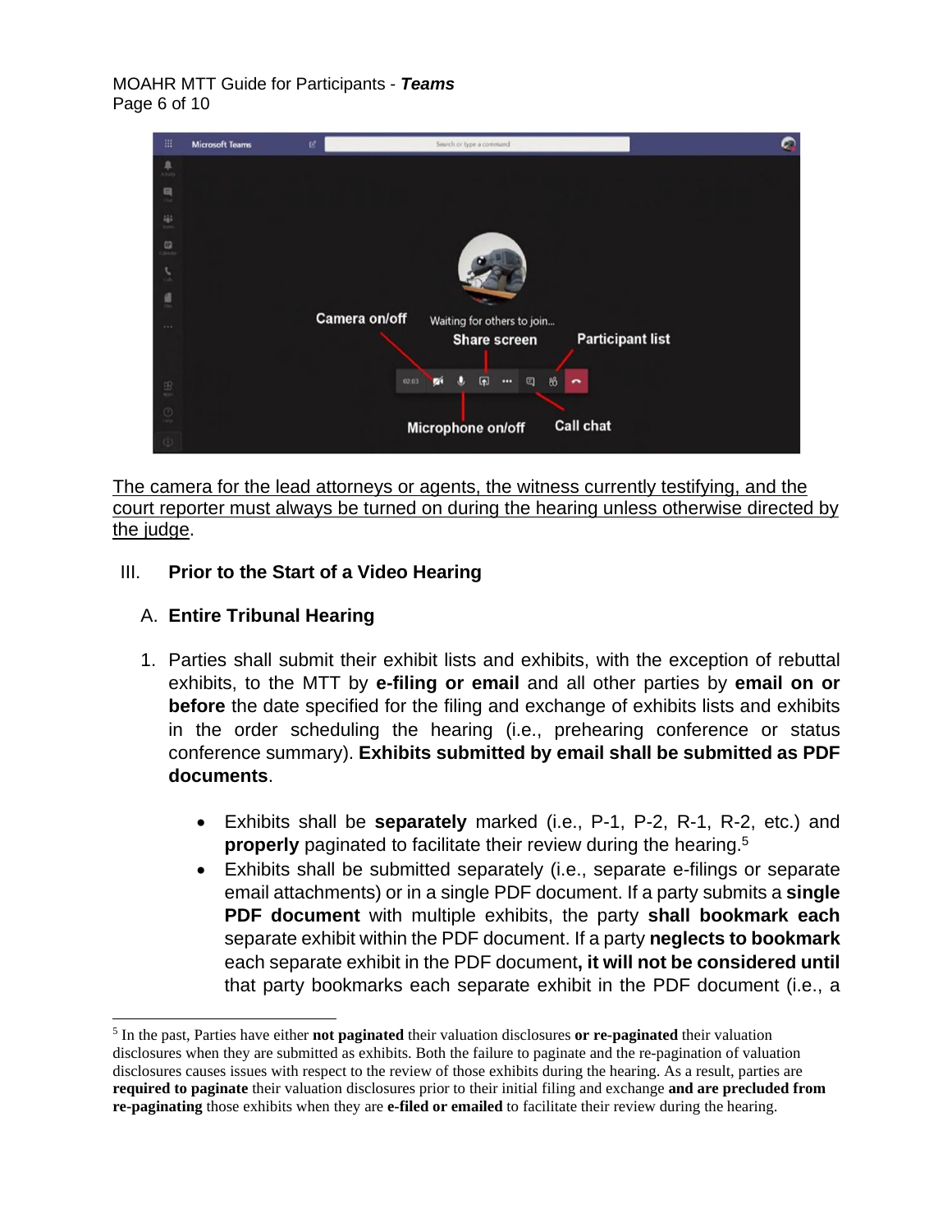The camera for the lead attorneys or agents, the witness currently testifying, and the court reporter must always be turned on during the hearing unless otherwise directed by the judge.

## III. Prior to the Start of a Video Hearing

### A. Entire Tribunal Hearing

1. Parties shall submit their exhibit lists and exhibits, with the exception of rebuttal exhibits, to the MTT by **e-filing or email** and all other parties by **email on or before** the date specified for the filing and exchange of exhibits lists and exhibits in the order scheduling the hearing (i.e., prehearing conference or status conference summary). **Exhibits submitted by email shall be submitted as PDF documents**.

    - Exhibits shall be **separately** marked (i.e., P-1, P-2, R-1, R-2, etc.) and **properly** paginated to facilitate their review during the hearing.[5]
    - Exhibits shall be submitted separately (i.e., separate e-filings or separate email attachments) or in a single PDF document. If a party submits a **single PDF document** with multiple exhibits, the party **shall bookmark each** separate exhibit within the PDF document. If a party **neglects to bookmark** each separate exhibit in the PDF document**, it will not be considered until** that party bookmarks each separate exhibit in the PDF document (i.e., a

[5] In the past, Parties have either **not paginated** their valuation disclosures **or re-paginated** their valuation disclosures when they are submitted as exhibits. Both the failure to paginate and the re-pagination of valuation disclosures causes issues with respect to the review of those exhibits during the hearing. As a result, parties are **required to paginate** their valuation disclosures prior to their initial filing and exchange **and are precluded from re-paginating** those exhibits when they are **e-filed or emailed** to facilitate their review during the hearing.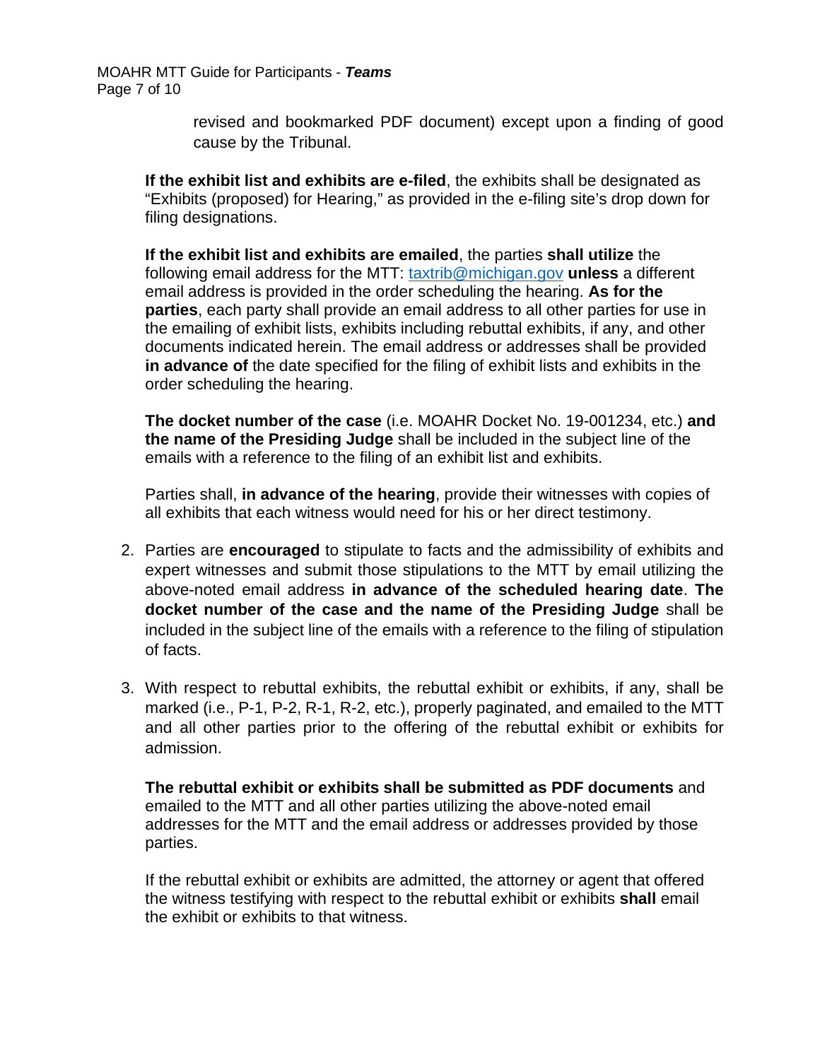revised and bookmarked PDF document) except upon a finding of good cause by the Tribunal.

**If the exhibit list and exhibits are e-filed**, the exhibits shall be designated as "Exhibits (proposed) for Hearing," as provided in the e-filing site's drop down for filing designations.

**If the exhibit list and exhibits are emailed**, the parties **shall utilize** the following email address for the MTT: [taxtrib@michigan.gov](mailto:taxtrib@michigan.gov) **unless** a different email address is provided in the order scheduling the hearing. **As for the parties**, each party shall provide an email address to all other parties for use in the emailing of exhibit lists, exhibits including rebuttal exhibits, if any, and other documents indicated herein. The email address or addresses shall be provided **in advance of** the date specified for the filing of exhibit lists and exhibits in the order scheduling the hearing.

**The docket number of the case** (i.e. MOAHR Docket No. 19-001234, etc.) **and the name of the Presiding Judge** shall be included in the subject line of the emails with a reference to the filing of an exhibit list and exhibits.

Parties shall, **in advance of the hearing**, provide their witnesses with copies of all exhibits that each witness would need for his or her direct testimony.

2. Parties are **encouraged** to stipulate to facts and the admissibility of exhibits and expert witnesses and submit those stipulations to the MTT by email utilizing the above-noted email address **in advance of the scheduled hearing date**. **The docket number of the case and the name of the Presiding Judge** shall be included in the subject line of the emails with a reference to the filing of stipulation of facts.

3. With respect to rebuttal exhibits, the rebuttal exhibit or exhibits, if any, shall be marked (i.e., P-1, P-2, R-1, R-2, etc.), properly paginated, and emailed to the MTT and all other parties prior to the offering of the rebuttal exhibit or exhibits for admission.

   **The rebuttal exhibit or exhibits shall be submitted as PDF documents** and emailed to the MTT and all other parties utilizing the above-noted email addresses for the MTT and the email address or addresses provided by those parties.

   If the rebuttal exhibit or exhibits are admitted, the attorney or agent that offered the witness testifying with respect to the rebuttal exhibit or exhibits **shall** email the exhibit or exhibits to that witness.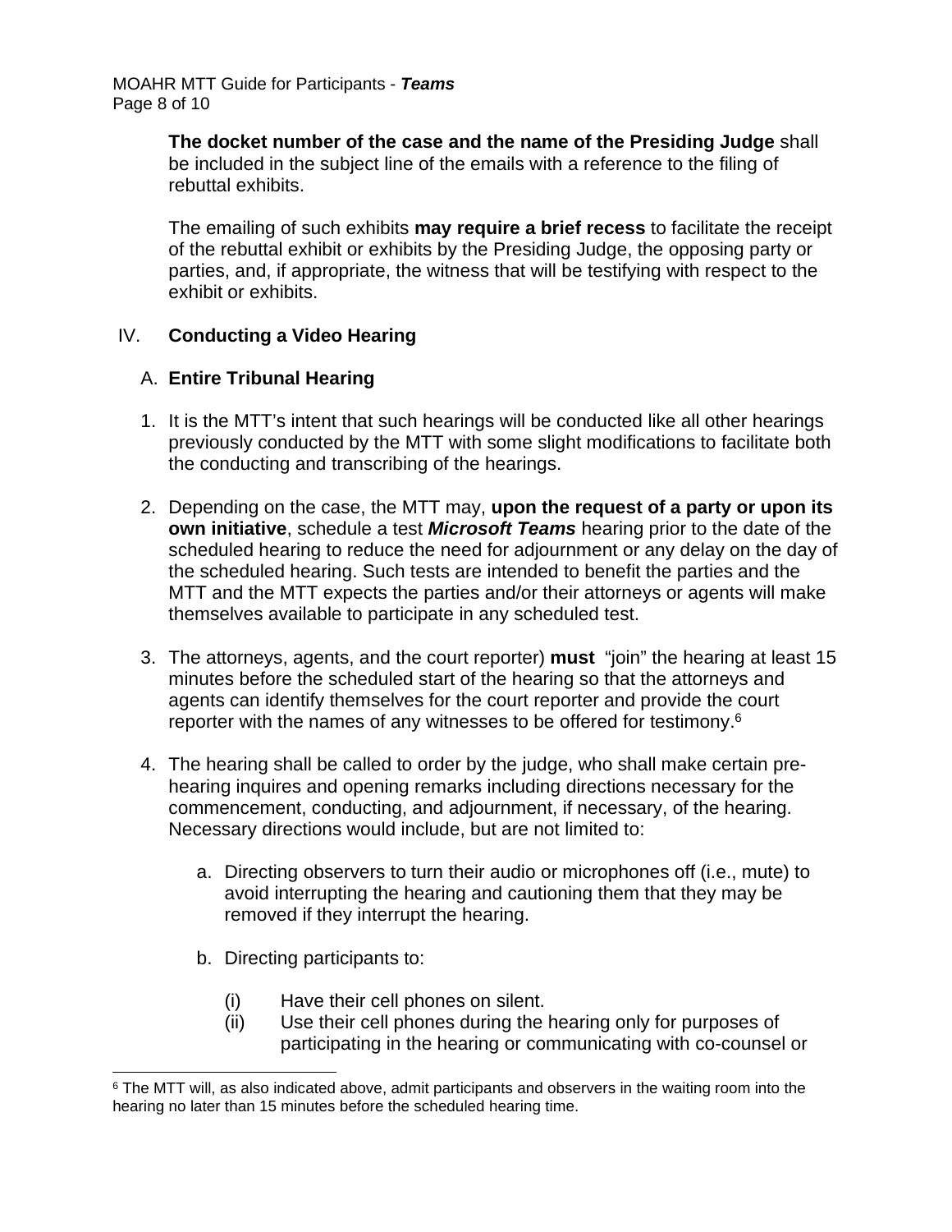**The docket number of the case and the name of the Presiding Judge** shall be included in the subject line of the emails with a reference to the filing of rebuttal exhibits.

The emailing of such exhibits **may require a brief recess** to facilitate the receipt of the rebuttal exhibit or exhibits by the Presiding Judge, the opposing party or parties, and, if appropriate, the witness that will be testifying with respect to the exhibit or exhibits.

## IV. Conducting a Video Hearing

### A. Entire Tribunal Hearing

1. It is the MTT's intent that such hearings will be conducted like all other hearings previously conducted by the MTT with some slight modifications to facilitate both the conducting and transcribing of the hearings.

2. Depending on the case, the MTT may, **upon the request of a party or upon its own initiative**, schedule a test ***Microsoft Teams*** hearing prior to the date of the scheduled hearing to reduce the need for adjournment or any delay on the day of the scheduled hearing. Such tests are intended to benefit the parties and the MTT and the MTT expects the parties and/or their attorneys or agents will make themselves available to participate in any scheduled test.

3. The attorneys, agents, and the court reporter) **must** "join" the hearing at least 15 minutes before the scheduled start of the hearing so that the attorneys and agents can identify themselves for the court reporter and provide the court reporter with the names of any witnesses to be offered for testimony.[6]

4. The hearing shall be called to order by the judge, who shall make certain pre-hearing inquires and opening remarks including directions necessary for the commencement, conducting, and adjournment, if necessary, of the hearing. Necessary directions would include, but are not limited to:

   a. Directing observers to turn their audio or microphones off (i.e., mute) to avoid interrupting the hearing and cautioning them that they may be removed if they interrupt the hearing.

   b. Directing participants to:

      (i) Have their cell phones on silent.
      (ii) Use their cell phones during the hearing only for purposes of participating in the hearing or communicating with co-counsel or

---

[6] The MTT will, as also indicated above, admit participants and observers in the waiting room into the hearing no later than 15 minutes before the scheduled hearing time.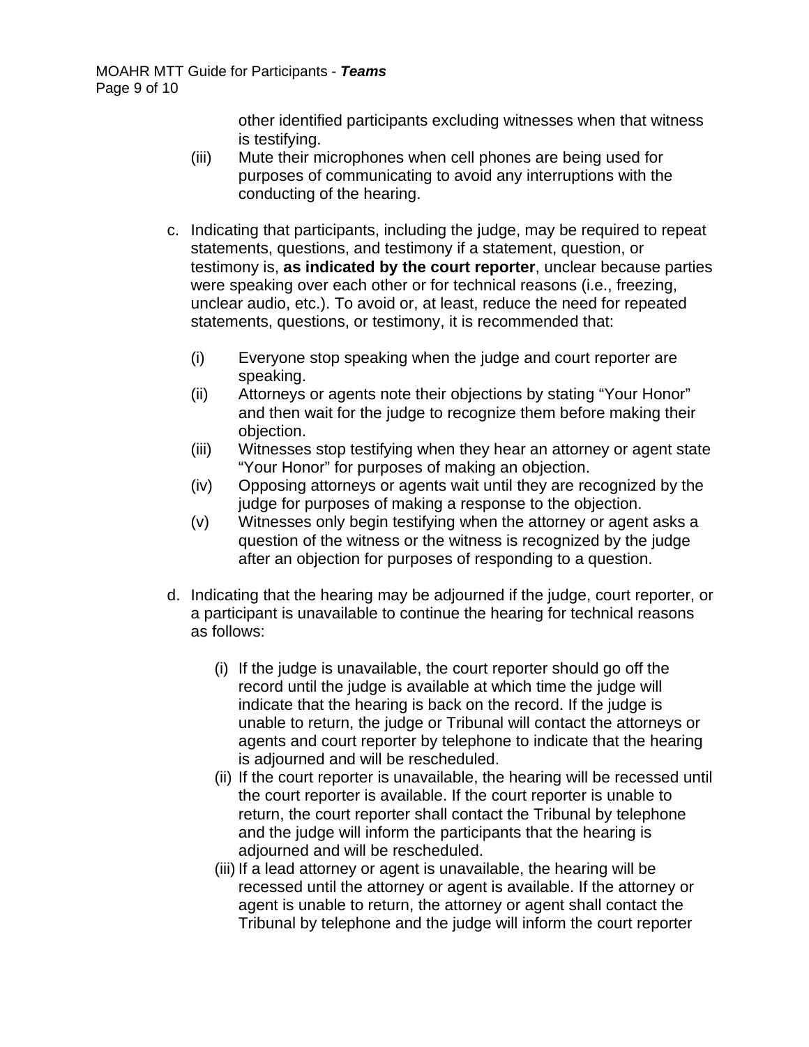other identified participants excluding witnesses when that witness is testifying.

(iii) Mute their microphones when cell phones are being used for purposes of communicating to avoid any interruptions with the conducting of the hearing.

c. Indicating that participants, including the judge, may be required to repeat statements, questions, and testimony if a statement, question, or testimony is, **as indicated by the court reporter**, unclear because parties were speaking over each other or for technical reasons (i.e., freezing, unclear audio, etc.). To avoid or, at least, reduce the need for repeated statements, questions, or testimony, it is recommended that:

   (i) Everyone stop speaking when the judge and court reporter are speaking.
   
   (ii) Attorneys or agents note their objections by stating "Your Honor" and then wait for the judge to recognize them before making their objection.
   
   (iii) Witnesses stop testifying when they hear an attorney or agent state "Your Honor" for purposes of making an objection.
   
   (iv) Opposing attorneys or agents wait until they are recognized by the judge for purposes of making a response to the objection.
   
   (v) Witnesses only begin testifying when the attorney or agent asks a question of the witness or the witness is recognized by the judge after an objection for purposes of responding to a question.

d. Indicating that the hearing may be adjourned if the judge, court reporter, or a participant is unavailable to continue the hearing for technical reasons as follows:

   (i) If the judge is unavailable, the court reporter should go off the record until the judge is available at which time the judge will indicate that the hearing is back on the record. If the judge is unable to return, the judge or Tribunal will contact the attorneys or agents and court reporter by telephone to indicate that the hearing is adjourned and will be rescheduled.
   
   (ii) If the court reporter is unavailable, the hearing will be recessed until the court reporter is available. If the court reporter is unable to return, the court reporter shall contact the Tribunal by telephone and the judge will inform the participants that the hearing is adjourned and will be rescheduled.
   
   (iii) If a lead attorney or agent is unavailable, the hearing will be recessed until the attorney or agent is available. If the attorney or agent is unable to return, the attorney or agent shall contact the Tribunal by telephone and the judge will inform the court reporter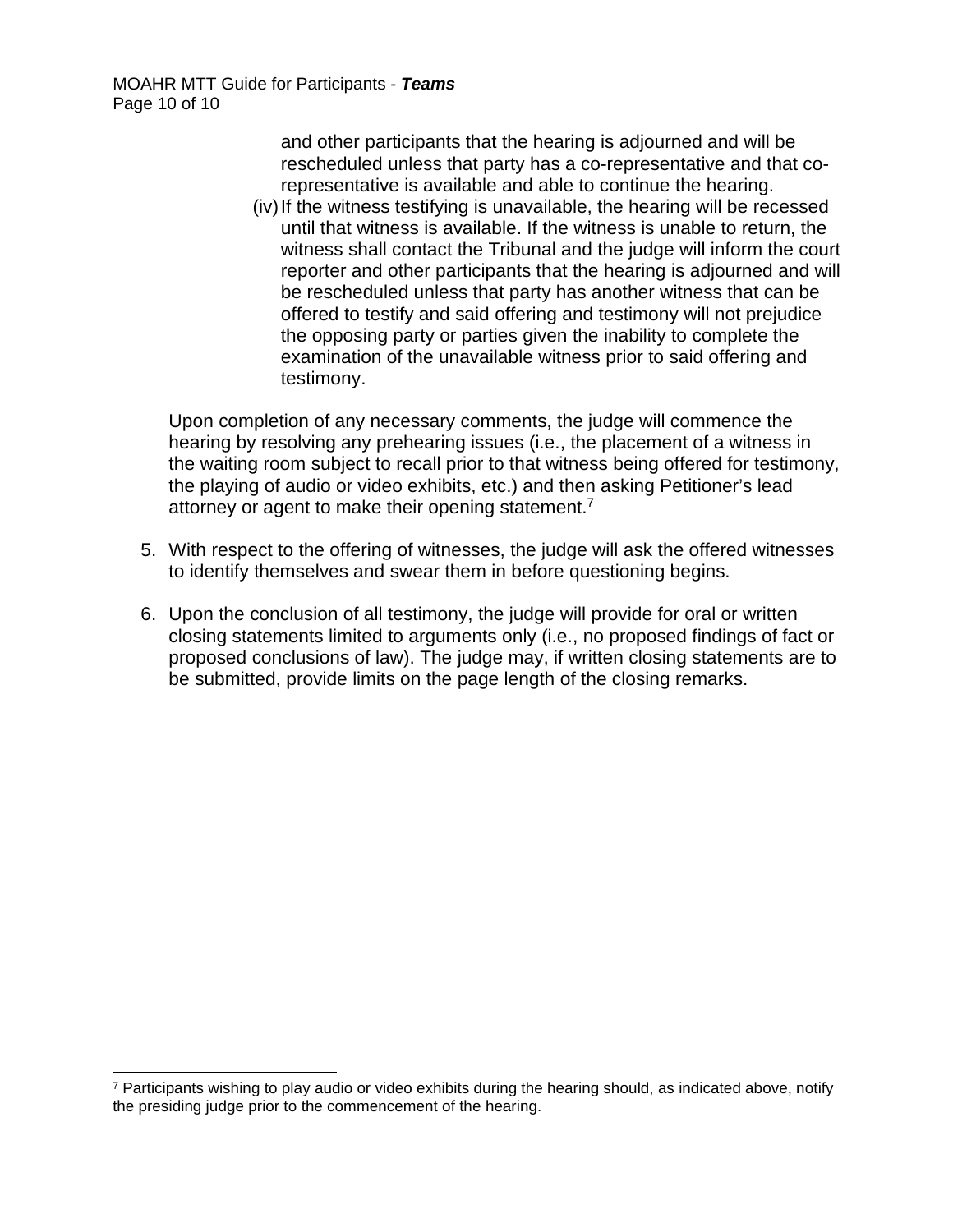and other participants that the hearing is adjourned and will be rescheduled unless that party has a co-representative and that co-representative is available and able to continue the hearing.

(iv) If the witness testifying is unavailable, the hearing will be recessed until that witness is available. If the witness is unable to return, the witness shall contact the Tribunal and the judge will inform the court reporter and other participants that the hearing is adjourned and will be rescheduled unless that party has another witness that can be offered to testify and said offering and testimony will not prejudice the opposing party or parties given the inability to complete the examination of the unavailable witness prior to said offering and testimony.

Upon completion of any necessary comments, the judge will commence the hearing by resolving any prehearing issues (i.e., the placement of a witness in the waiting room subject to recall prior to that witness being offered for testimony, the playing of audio or video exhibits, etc.) and then asking Petitioner's lead attorney or agent to make their opening statement.[7]

5. With respect to the offering of witnesses, the judge will ask the offered witnesses to identify themselves and swear them in before questioning begins.

6. Upon the conclusion of all testimony, the judge will provide for oral or written closing statements limited to arguments only (i.e., no proposed findings of fact or proposed conclusions of law). The judge may, if written closing statements are to be submitted, provide limits on the page length of the closing remarks.

---

[7] Participants wishing to play audio or video exhibits during the hearing should, as indicated above, notify the presiding judge prior to the commencement of the hearing.